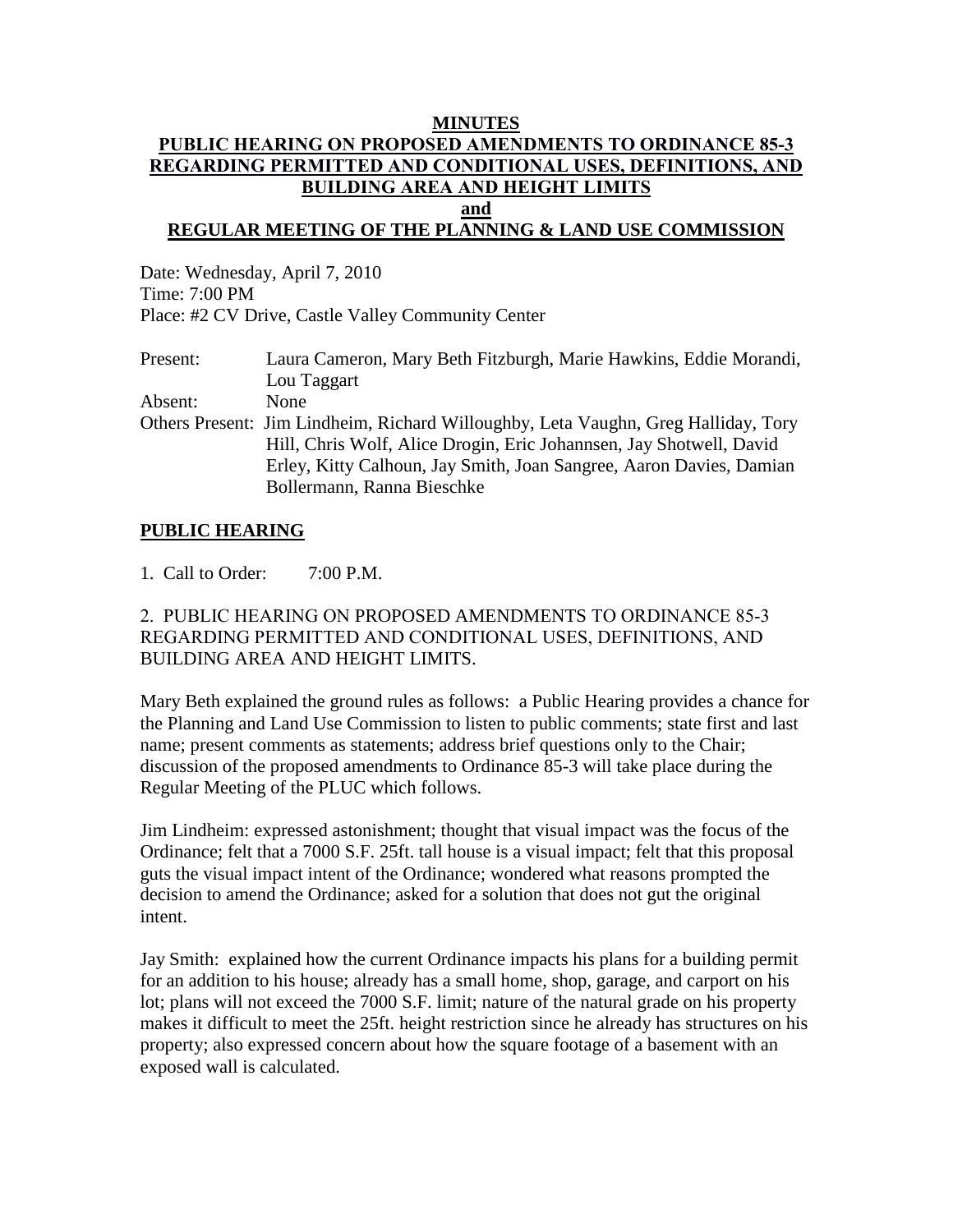# MINUTES

## PUBLIC HEARING ON PROPOSED AMENDMENTS TO ORDINANCE 85-3 REGARDING PERMITTED AND CONDITIONAL USES, DEFINITIONS, AND BUILDING AREA AND HEIGHT LIMITS

## and

## REGULAR MEETING OF THE PLANNING & LAND USE COMMISSION

Date: Wednesday, April 7, 2010
Time: 7:00 PM
Place: #2 CV Drive, Castle Valley Community Center

Present: Laura Cameron, Mary Beth Fitzburgh, Marie Hawkins, Eddie Morandi, Lou Taggart
Absent: None
Others Present: Jim Lindheim, Richard Willoughby, Leta Vaughn, Greg Halliday, Tory Hill, Chris Wolf, Alice Drogin, Eric Johannsen, Jay Shotwell, David Erley, Kitty Calhoun, Jay Smith, Joan Sangree, Aaron Davies, Damian Bollermann, Ranna Bieschke

## PUBLIC HEARING

1. Call to Order: 7:00 P.M.

2. PUBLIC HEARING ON PROPOSED AMENDMENTS TO ORDINANCE 85-3 REGARDING PERMITTED AND CONDITIONAL USES, DEFINITIONS, AND BUILDING AREA AND HEIGHT LIMITS.

Mary Beth explained the ground rules as follows: a Public Hearing provides a chance for the Planning and Land Use Commission to listen to public comments; state first and last name; present comments as statements; address brief questions only to the Chair; discussion of the proposed amendments to Ordinance 85-3 will take place during the Regular Meeting of the PLUC which follows.

Jim Lindheim: expressed astonishment; thought that visual impact was the focus of the Ordinance; felt that a 7000 S.F. 25ft. tall house is a visual impact; felt that this proposal guts the visual impact intent of the Ordinance; wondered what reasons prompted the decision to amend the Ordinance; asked for a solution that does not gut the original intent.

Jay Smith: explained how the current Ordinance impacts his plans for a building permit for an addition to his house; already has a small home, shop, garage, and carport on his lot; plans will not exceed the 7000 S.F. limit; nature of the natural grade on his property makes it difficult to meet the 25ft. height restriction since he already has structures on his property; also expressed concern about how the square footage of a basement with an exposed wall is calculated.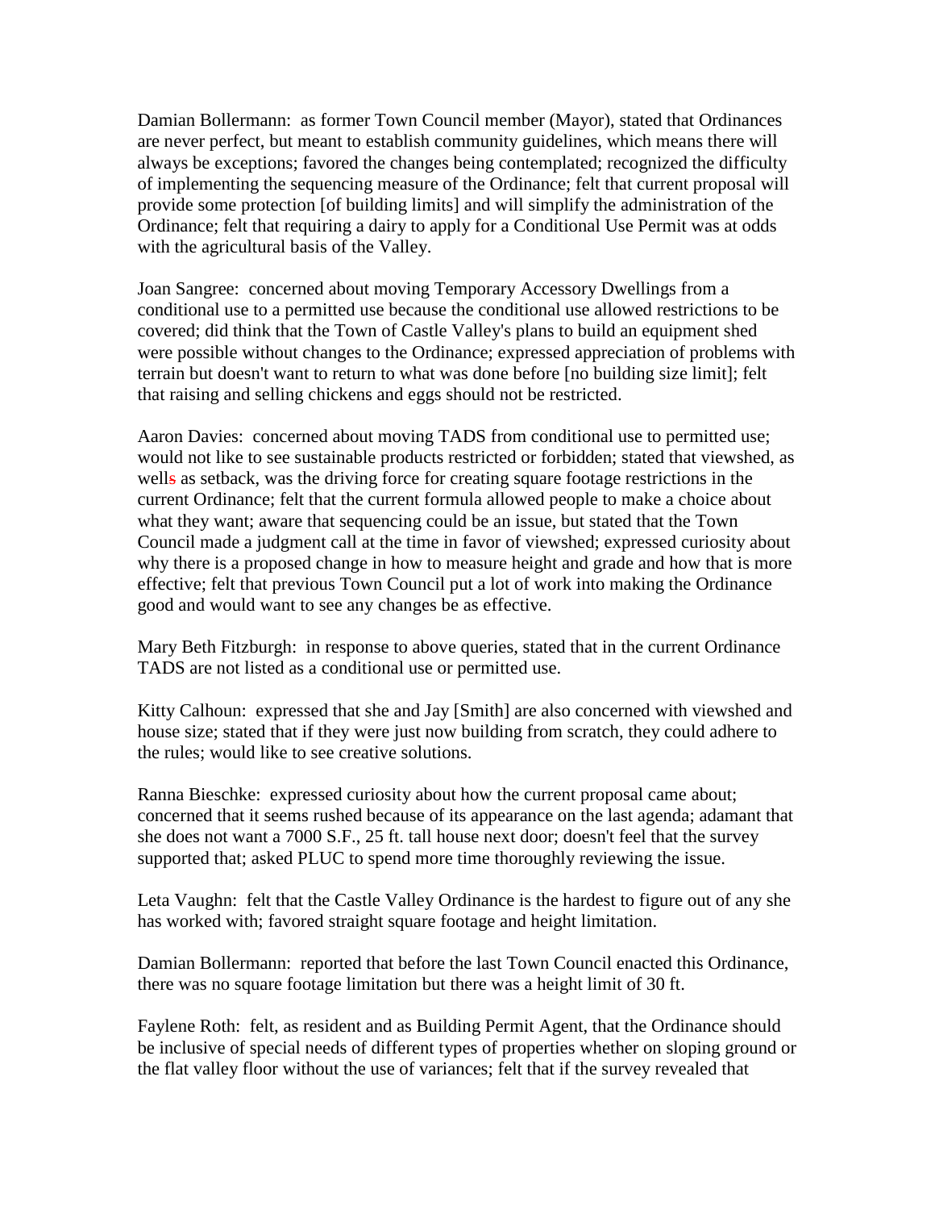Damian Bollermann: as former Town Council member (Mayor), stated that Ordinances are never perfect, but meant to establish community guidelines, which means there will always be exceptions; favored the changes being contemplated; recognized the difficulty of implementing the sequencing measure of the Ordinance; felt that current proposal will provide some protection [of building limits] and will simplify the administration of the Ordinance; felt that requiring a dairy to apply for a Conditional Use Permit was at odds with the agricultural basis of the Valley.

Joan Sangree: concerned about moving Temporary Accessory Dwellings from a conditional use to a permitted use because the conditional use allowed restrictions to be covered; did think that the Town of Castle Valley's plans to build an equipment shed were possible without changes to the Ordinance; expressed appreciation of problems with terrain but doesn't want to return to what was done before [no building size limit]; felt that raising and selling chickens and eggs should not be restricted.

Aaron Davies: concerned about moving TADS from conditional use to permitted use; would not like to see sustainable products restricted or forbidden; stated that viewshed, as wells as setback, was the driving force for creating square footage restrictions in the current Ordinance; felt that the current formula allowed people to make a choice about what they want; aware that sequencing could be an issue, but stated that the Town Council made a judgment call at the time in favor of viewshed; expressed curiosity about why there is a proposed change in how to measure height and grade and how that is more effective; felt that previous Town Council put a lot of work into making the Ordinance good and would want to see any changes be as effective.

Mary Beth Fitzburgh: in response to above queries, stated that in the current Ordinance TADS are not listed as a conditional use or permitted use.

Kitty Calhoun: expressed that she and Jay [Smith] are also concerned with viewshed and house size; stated that if they were just now building from scratch, they could adhere to the rules; would like to see creative solutions.

Ranna Bieschke: expressed curiosity about how the current proposal came about; concerned that it seems rushed because of its appearance on the last agenda; adamant that she does not want a 7000 S.F., 25 ft. tall house next door; doesn't feel that the survey supported that; asked PLUC to spend more time thoroughly reviewing the issue.

Leta Vaughn: felt that the Castle Valley Ordinance is the hardest to figure out of any she has worked with; favored straight square footage and height limitation.

Damian Bollermann: reported that before the last Town Council enacted this Ordinance, there was no square footage limitation but there was a height limit of 30 ft.

Faylene Roth: felt, as resident and as Building Permit Agent, that the Ordinance should be inclusive of special needs of different types of properties whether on sloping ground or the flat valley floor without the use of variances; felt that if the survey revealed that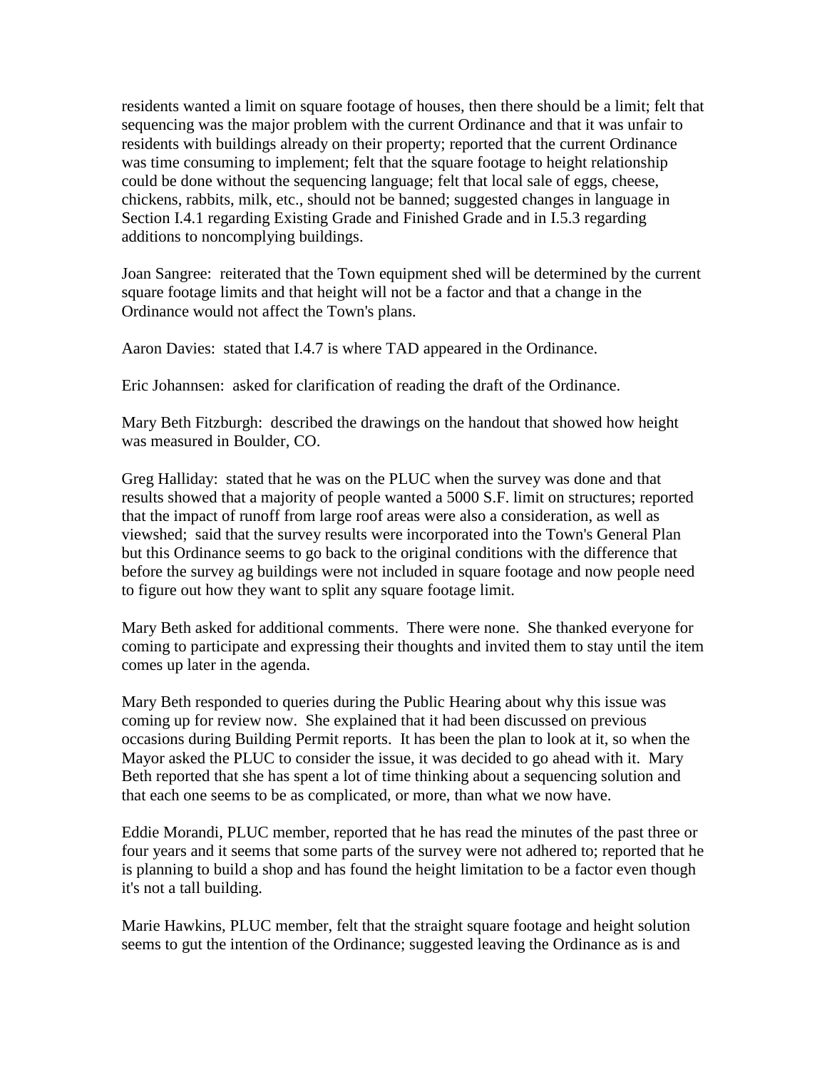residents wanted a limit on square footage of houses, then there should be a limit; felt that sequencing was the major problem with the current Ordinance and that it was unfair to residents with buildings already on their property; reported that the current Ordinance was time consuming to implement; felt that the square footage to height relationship could be done without the sequencing language; felt that local sale of eggs, cheese, chickens, rabbits, milk, etc., should not be banned; suggested changes in language in Section I.4.1 regarding Existing Grade and Finished Grade and in I.5.3 regarding additions to noncomplying buildings.

Joan Sangree: reiterated that the Town equipment shed will be determined by the current square footage limits and that height will not be a factor and that a change in the Ordinance would not affect the Town's plans.

Aaron Davies: stated that I.4.7 is where TAD appeared in the Ordinance.

Eric Johannsen: asked for clarification of reading the draft of the Ordinance.

Mary Beth Fitzburgh: described the drawings on the handout that showed how height was measured in Boulder, CO.

Greg Halliday: stated that he was on the PLUC when the survey was done and that results showed that a majority of people wanted a 5000 S.F. limit on structures; reported that the impact of runoff from large roof areas were also a consideration, as well as viewshed; said that the survey results were incorporated into the Town's General Plan but this Ordinance seems to go back to the original conditions with the difference that before the survey ag buildings were not included in square footage and now people need to figure out how they want to split any square footage limit.

Mary Beth asked for additional comments. There were none. She thanked everyone for coming to participate and expressing their thoughts and invited them to stay until the item comes up later in the agenda.

Mary Beth responded to queries during the Public Hearing about why this issue was coming up for review now. She explained that it had been discussed on previous occasions during Building Permit reports. It has been the plan to look at it, so when the Mayor asked the PLUC to consider the issue, it was decided to go ahead with it. Mary Beth reported that she has spent a lot of time thinking about a sequencing solution and that each one seems to be as complicated, or more, than what we now have.

Eddie Morandi, PLUC member, reported that he has read the minutes of the past three or four years and it seems that some parts of the survey were not adhered to; reported that he is planning to build a shop and has found the height limitation to be a factor even though it's not a tall building.

Marie Hawkins, PLUC member, felt that the straight square footage and height solution seems to gut the intention of the Ordinance; suggested leaving the Ordinance as is and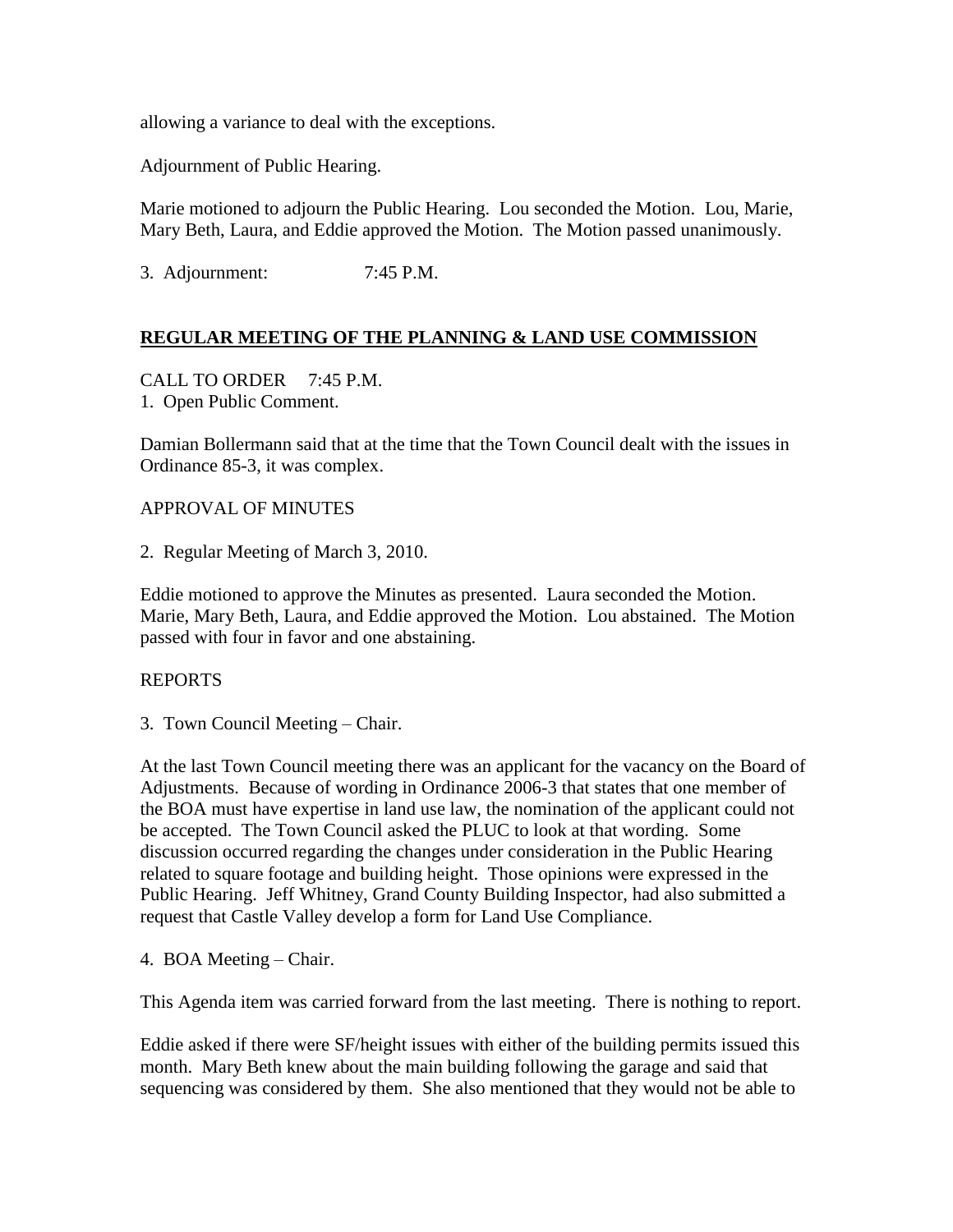allowing a variance to deal with the exceptions.

Adjournment of Public Hearing.

Marie motioned to adjourn the Public Hearing. Lou seconded the Motion. Lou, Marie, Mary Beth, Laura, and Eddie approved the Motion. The Motion passed unanimously.

3. Adjournment: 7:45 P.M.

## **REGULAR MEETING OF THE PLANNING & LAND USE COMMISSION**

CALL TO ORDER 7:45 P.M.
1. Open Public Comment.

Damian Bollermann said that at the time that the Town Council dealt with the issues in Ordinance 85-3, it was complex.

APPROVAL OF MINUTES

2. Regular Meeting of March 3, 2010.

Eddie motioned to approve the Minutes as presented. Laura seconded the Motion. Marie, Mary Beth, Laura, and Eddie approved the Motion. Lou abstained. The Motion passed with four in favor and one abstaining.

REPORTS

3. Town Council Meeting – Chair.

At the last Town Council meeting there was an applicant for the vacancy on the Board of Adjustments. Because of wording in Ordinance 2006-3 that states that one member of the BOA must have expertise in land use law, the nomination of the applicant could not be accepted. The Town Council asked the PLUC to look at that wording. Some discussion occurred regarding the changes under consideration in the Public Hearing related to square footage and building height. Those opinions were expressed in the Public Hearing. Jeff Whitney, Grand County Building Inspector, had also submitted a request that Castle Valley develop a form for Land Use Compliance.

4. BOA Meeting – Chair.

This Agenda item was carried forward from the last meeting. There is nothing to report.

Eddie asked if there were SF/height issues with either of the building permits issued this month. Mary Beth knew about the main building following the garage and said that sequencing was considered by them. She also mentioned that they would not be able to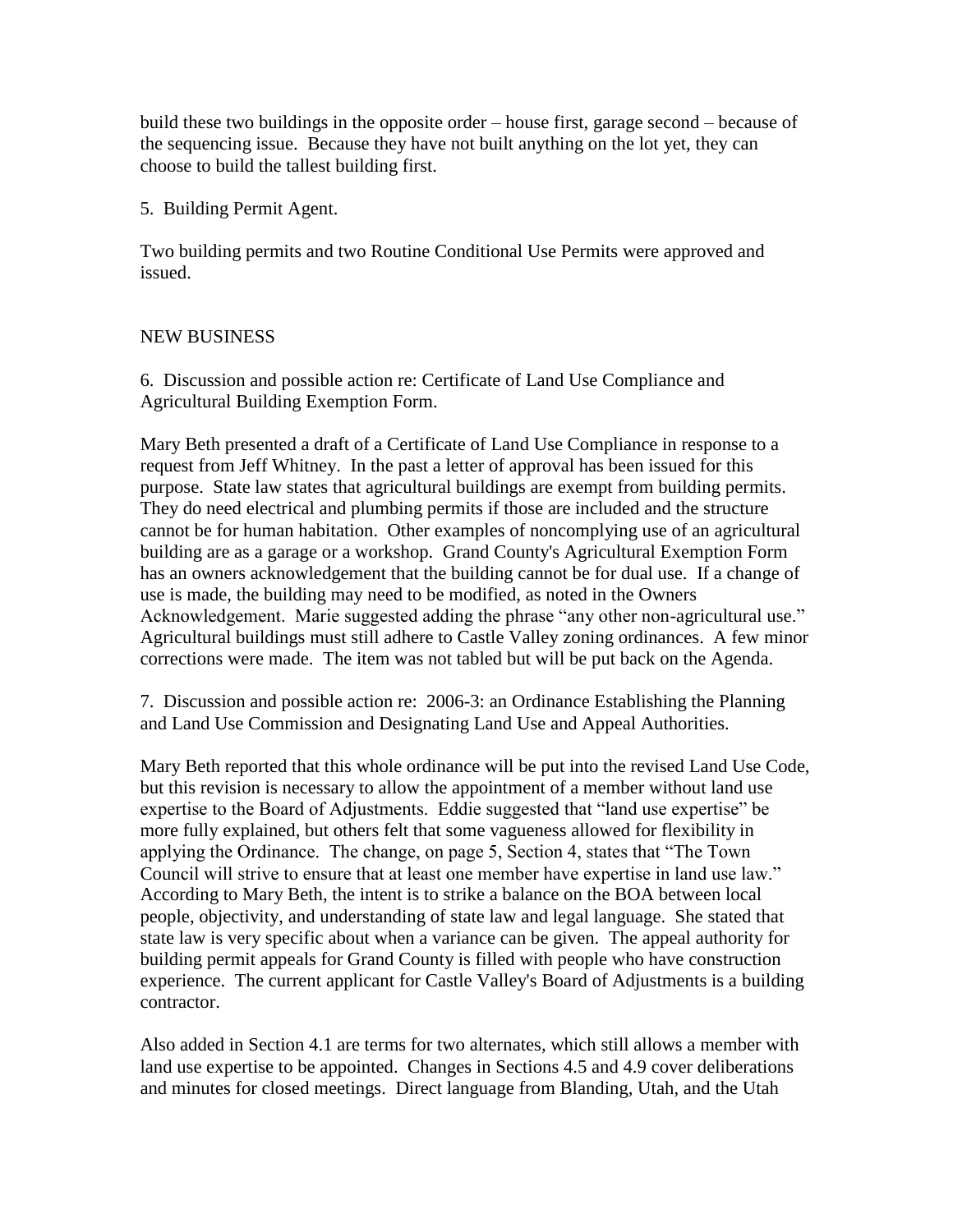build these two buildings in the opposite order – house first, garage second – because of the sequencing issue. Because they have not built anything on the lot yet, they can choose to build the tallest building first.

5. Building Permit Agent.

Two building permits and two Routine Conditional Use Permits were approved and issued.

NEW BUSINESS

6. Discussion and possible action re: Certificate of Land Use Compliance and Agricultural Building Exemption Form.

Mary Beth presented a draft of a Certificate of Land Use Compliance in response to a request from Jeff Whitney. In the past a letter of approval has been issued for this purpose. State law states that agricultural buildings are exempt from building permits. They do need electrical and plumbing permits if those are included and the structure cannot be for human habitation. Other examples of noncomplying use of an agricultural building are as a garage or a workshop. Grand County's Agricultural Exemption Form has an owners acknowledgement that the building cannot be for dual use. If a change of use is made, the building may need to be modified, as noted in the Owners Acknowledgement. Marie suggested adding the phrase "any other non-agricultural use." Agricultural buildings must still adhere to Castle Valley zoning ordinances. A few minor corrections were made. The item was not tabled but will be put back on the Agenda.

7. Discussion and possible action re: 2006-3: an Ordinance Establishing the Planning and Land Use Commission and Designating Land Use and Appeal Authorities.

Mary Beth reported that this whole ordinance will be put into the revised Land Use Code, but this revision is necessary to allow the appointment of a member without land use expertise to the Board of Adjustments. Eddie suggested that "land use expertise" be more fully explained, but others felt that some vagueness allowed for flexibility in applying the Ordinance. The change, on page 5, Section 4, states that "The Town Council will strive to ensure that at least one member have expertise in land use law." According to Mary Beth, the intent is to strike a balance on the BOA between local people, objectivity, and understanding of state law and legal language. She stated that state law is very specific about when a variance can be given. The appeal authority for building permit appeals for Grand County is filled with people who have construction experience. The current applicant for Castle Valley's Board of Adjustments is a building contractor.

Also added in Section 4.1 are terms for two alternates, which still allows a member with land use expertise to be appointed. Changes in Sections 4.5 and 4.9 cover deliberations and minutes for closed meetings. Direct language from Blanding, Utah, and the Utah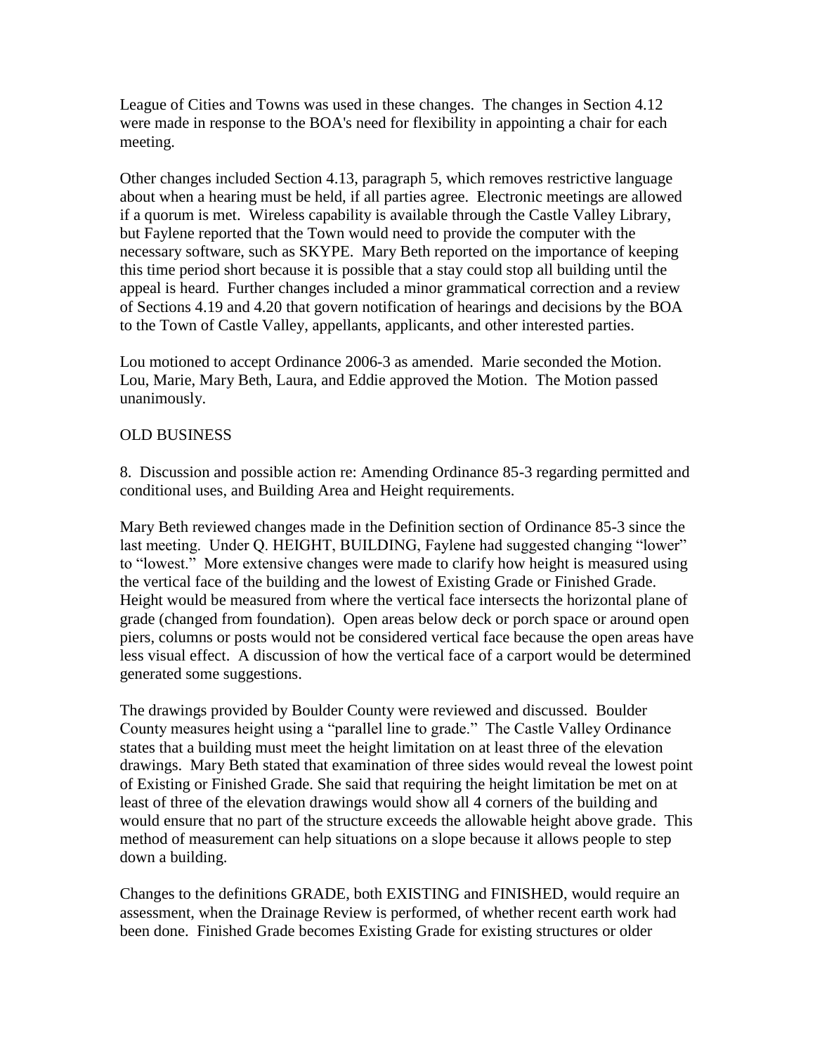League of Cities and Towns was used in these changes. The changes in Section 4.12 were made in response to the BOA's need for flexibility in appointing a chair for each meeting.

Other changes included Section 4.13, paragraph 5, which removes restrictive language about when a hearing must be held, if all parties agree. Electronic meetings are allowed if a quorum is met. Wireless capability is available through the Castle Valley Library, but Faylene reported that the Town would need to provide the computer with the necessary software, such as SKYPE. Mary Beth reported on the importance of keeping this time period short because it is possible that a stay could stop all building until the appeal is heard. Further changes included a minor grammatical correction and a review of Sections 4.19 and 4.20 that govern notification of hearings and decisions by the BOA to the Town of Castle Valley, appellants, applicants, and other interested parties.

Lou motioned to accept Ordinance 2006-3 as amended. Marie seconded the Motion. Lou, Marie, Mary Beth, Laura, and Eddie approved the Motion. The Motion passed unanimously.

OLD BUSINESS

8. Discussion and possible action re: Amending Ordinance 85-3 regarding permitted and conditional uses, and Building Area and Height requirements.

Mary Beth reviewed changes made in the Definition section of Ordinance 85-3 since the last meeting. Under Q. HEIGHT, BUILDING, Faylene had suggested changing "lower" to "lowest." More extensive changes were made to clarify how height is measured using the vertical face of the building and the lowest of Existing Grade or Finished Grade. Height would be measured from where the vertical face intersects the horizontal plane of grade (changed from foundation). Open areas below deck or porch space or around open piers, columns or posts would not be considered vertical face because the open areas have less visual effect. A discussion of how the vertical face of a carport would be determined generated some suggestions.

The drawings provided by Boulder County were reviewed and discussed. Boulder County measures height using a "parallel line to grade." The Castle Valley Ordinance states that a building must meet the height limitation on at least three of the elevation drawings. Mary Beth stated that examination of three sides would reveal the lowest point of Existing or Finished Grade. She said that requiring the height limitation be met on at least of three of the elevation drawings would show all 4 corners of the building and would ensure that no part of the structure exceeds the allowable height above grade. This method of measurement can help situations on a slope because it allows people to step down a building.

Changes to the definitions GRADE, both EXISTING and FINISHED, would require an assessment, when the Drainage Review is performed, of whether recent earth work had been done. Finished Grade becomes Existing Grade for existing structures or older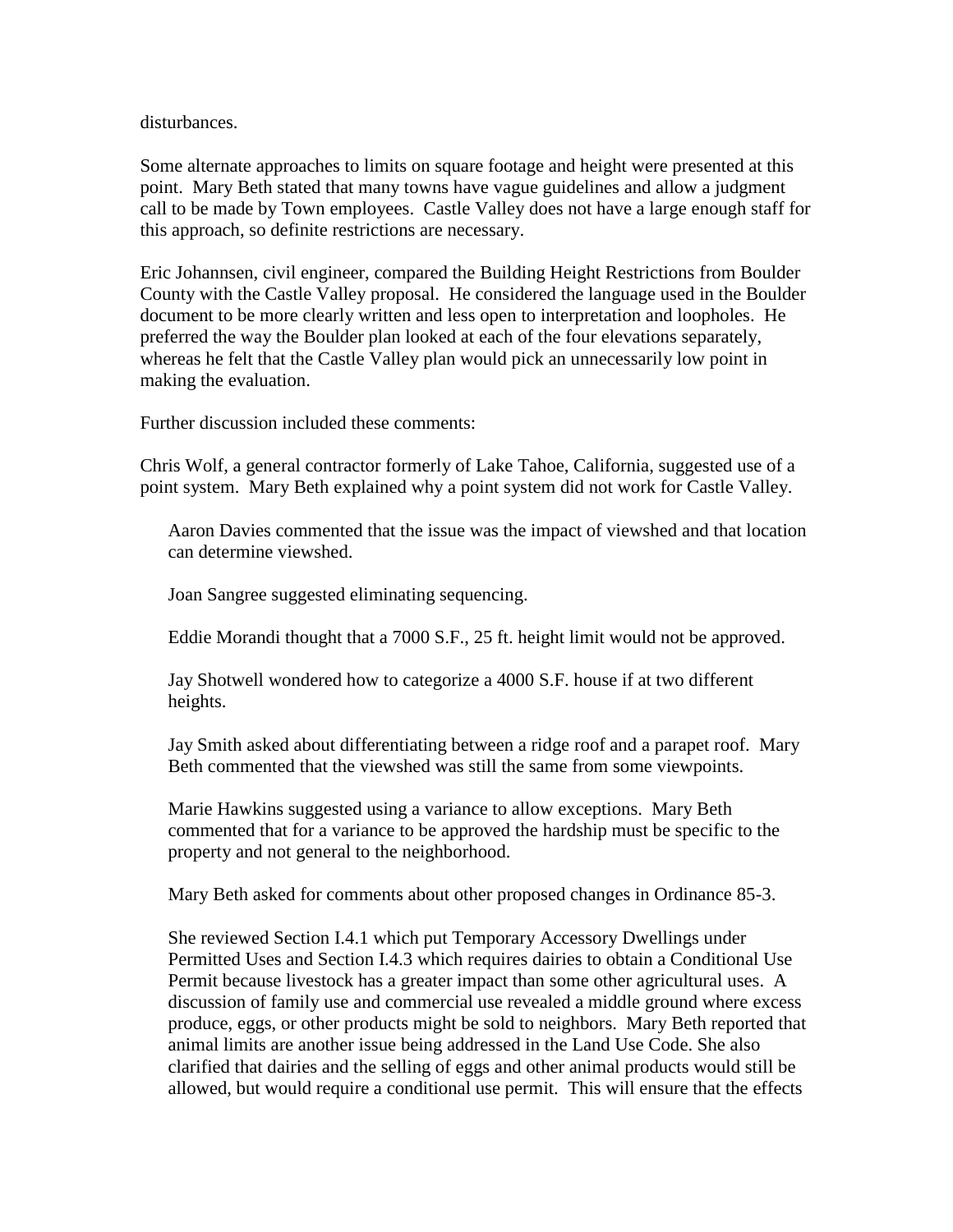disturbances.

Some alternate approaches to limits on square footage and height were presented at this point. Mary Beth stated that many towns have vague guidelines and allow a judgment call to be made by Town employees. Castle Valley does not have a large enough staff for this approach, so definite restrictions are necessary.

Eric Johannsen, civil engineer, compared the Building Height Restrictions from Boulder County with the Castle Valley proposal. He considered the language used in the Boulder document to be more clearly written and less open to interpretation and loopholes. He preferred the way the Boulder plan looked at each of the four elevations separately, whereas he felt that the Castle Valley plan would pick an unnecessarily low point in making the evaluation.

Further discussion included these comments:

Chris Wolf, a general contractor formerly of Lake Tahoe, California, suggested use of a point system. Mary Beth explained why a point system did not work for Castle Valley.

Aaron Davies commented that the issue was the impact of viewshed and that location can determine viewshed.

Joan Sangree suggested eliminating sequencing.

Eddie Morandi thought that a 7000 S.F., 25 ft. height limit would not be approved.

Jay Shotwell wondered how to categorize a 4000 S.F. house if at two different heights.

Jay Smith asked about differentiating between a ridge roof and a parapet roof. Mary Beth commented that the viewshed was still the same from some viewpoints.

Marie Hawkins suggested using a variance to allow exceptions. Mary Beth commented that for a variance to be approved the hardship must be specific to the property and not general to the neighborhood.

Mary Beth asked for comments about other proposed changes in Ordinance 85-3.

She reviewed Section I.4.1 which put Temporary Accessory Dwellings under Permitted Uses and Section I.4.3 which requires dairies to obtain a Conditional Use Permit because livestock has a greater impact than some other agricultural uses. A discussion of family use and commercial use revealed a middle ground where excess produce, eggs, or other products might be sold to neighbors. Mary Beth reported that animal limits are another issue being addressed in the Land Use Code. She also clarified that dairies and the selling of eggs and other animal products would still be allowed, but would require a conditional use permit. This will ensure that the effects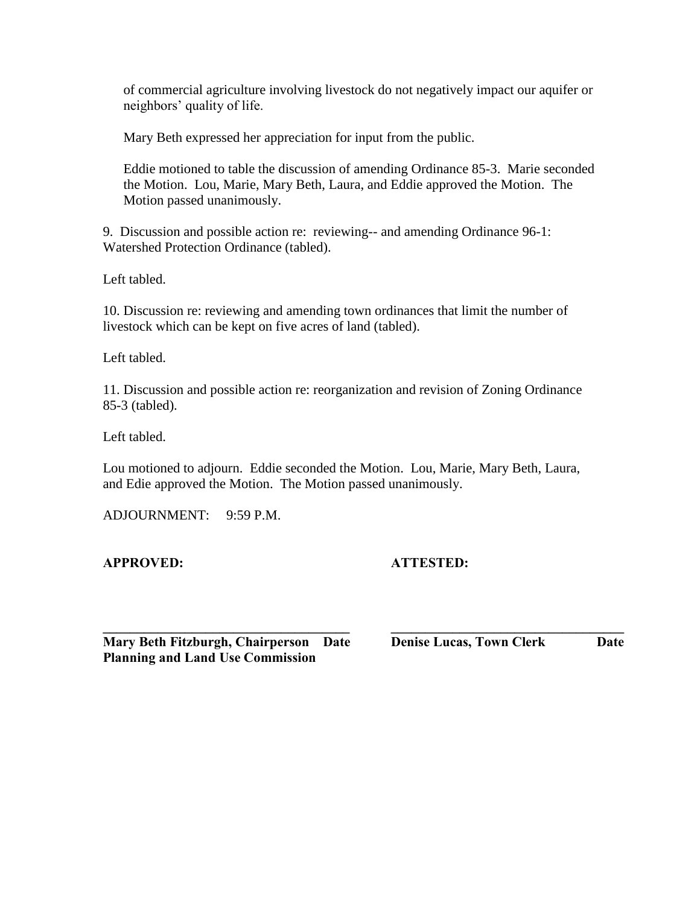of commercial agriculture involving livestock do not negatively impact our aquifer or neighbors' quality of life.

Mary Beth expressed her appreciation for input from the public.

Eddie motioned to table the discussion of amending Ordinance 85-3. Marie seconded the Motion. Lou, Marie, Mary Beth, Laura, and Eddie approved the Motion. The Motion passed unanimously.

9. Discussion and possible action re: reviewing-- and amending Ordinance 96-1: Watershed Protection Ordinance (tabled).

Left tabled.

10. Discussion re: reviewing and amending town ordinances that limit the number of livestock which can be kept on five acres of land (tabled).

Left tabled.

11. Discussion and possible action re: reorganization and revision of Zoning Ordinance 85-3 (tabled).

Left tabled.

Lou motioned to adjourn. Eddie seconded the Motion. Lou, Marie, Mary Beth, Laura, and Edie approved the Motion. The Motion passed unanimously.

ADJOURNMENT: 9:59 P.M.

**APPROVED:** **ATTESTED:**

**\_\_\_\_\_\_\_\_\_\_\_\_\_\_\_\_\_\_\_\_\_\_\_\_\_\_\_\_\_\_\_\_\_\_\_\_**
**Mary Beth Fitzburgh, Chairperson Date**
**Planning and Land Use Commission**

**\_\_\_\_\_\_\_\_\_\_\_\_\_\_\_\_\_\_\_\_\_\_\_\_\_\_\_\_\_\_\_\_\_\_\_\_**
**Denise Lucas, Town Clerk Date**